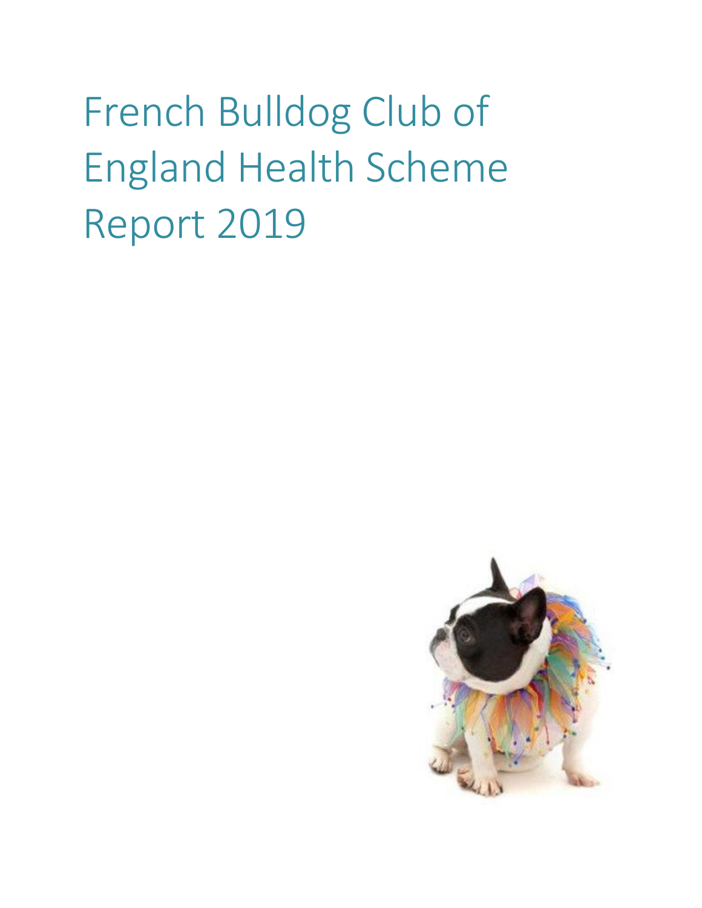# French Bulldog Club of England Health Scheme Report 2019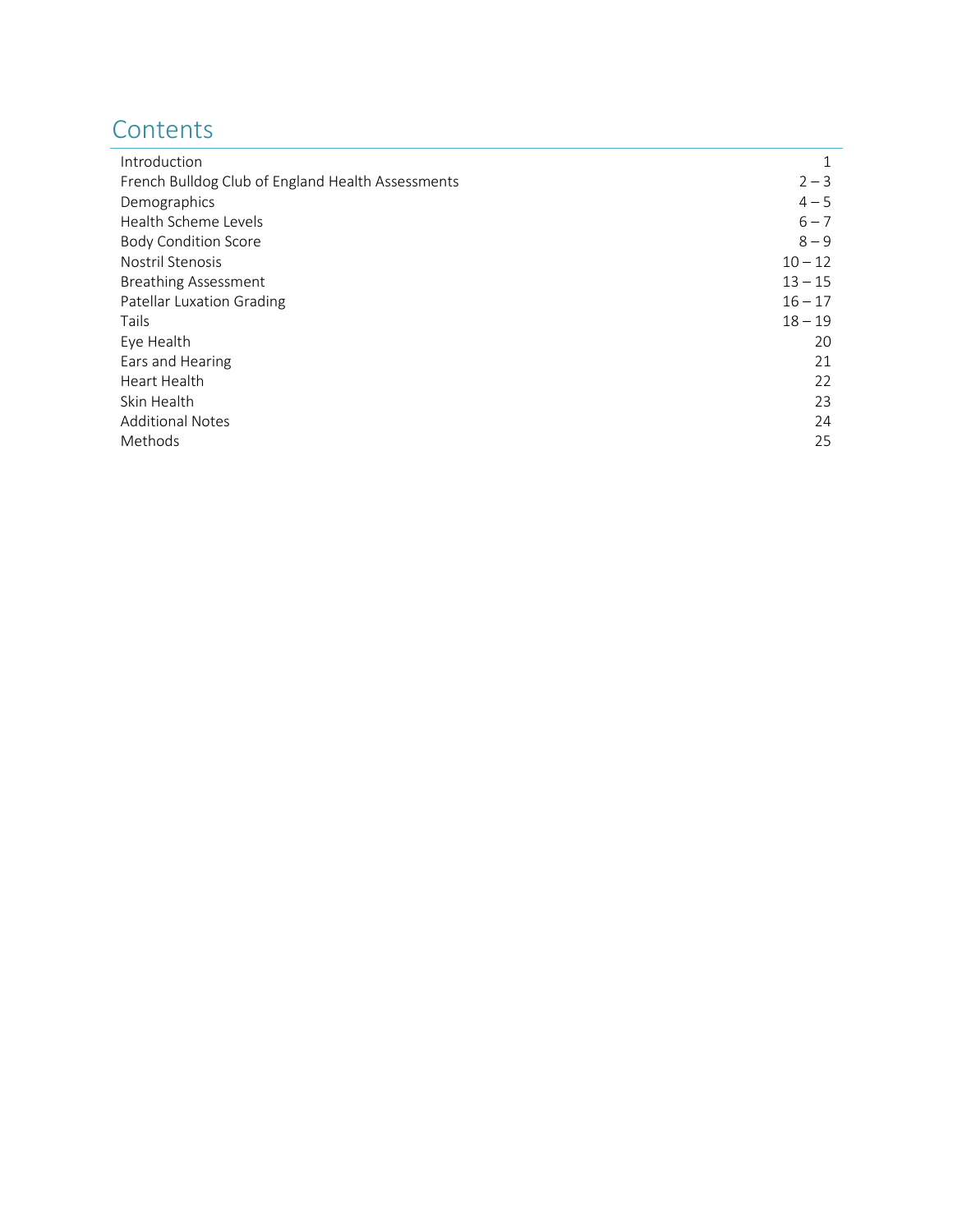# Contents

| | |
|---|---|
| Introduction | 1 |
| French Bulldog Club of England Health Assessments | 2 – 3 |
| Demographics | 4 – 5 |
| Health Scheme Levels | 6 – 7 |
| Body Condition Score | 8 – 9 |
| Nostril Stenosis | 10 – 12 |
| Breathing Assessment | 13 – 15 |
| Patellar Luxation Grading | 16 – 17 |
| Tails | 18 – 19 |
| Eye Health | 20 |
| Ears and Hearing | 21 |
| Heart Health | 22 |
| Skin Health | 23 |
| Additional Notes | 24 |
| Methods | 25 |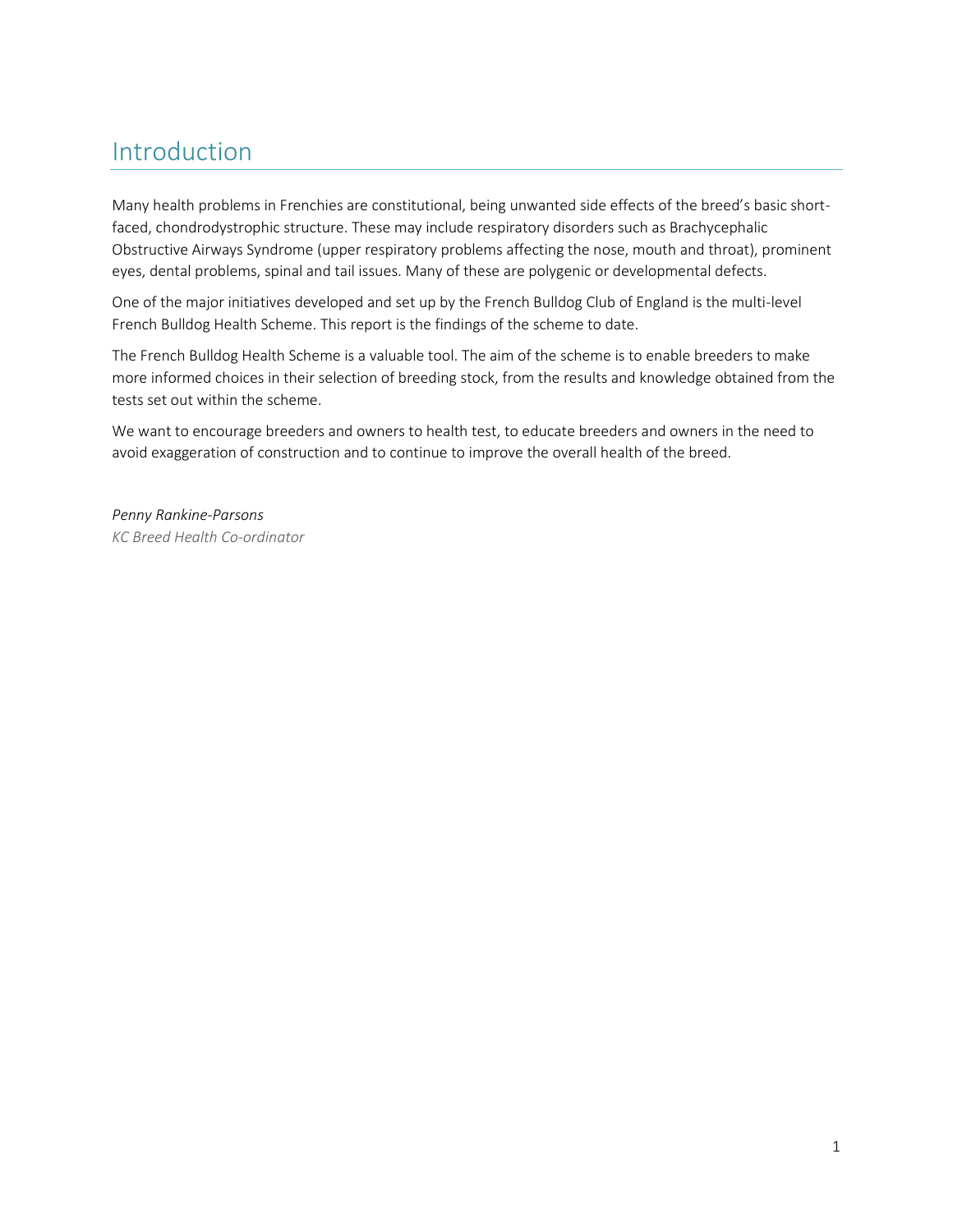# Introduction

Many health problems in Frenchies are constitutional, being unwanted side effects of the breed's basic short-faced, chondrodystrophic structure. These may include respiratory disorders such as Brachycephalic Obstructive Airways Syndrome (upper respiratory problems affecting the nose, mouth and throat), prominent eyes, dental problems, spinal and tail issues. Many of these are polygenic or developmental defects.

One of the major initiatives developed and set up by the French Bulldog Club of England is the multi-level French Bulldog Health Scheme. This report is the findings of the scheme to date.

The French Bulldog Health Scheme is a valuable tool. The aim of the scheme is to enable breeders to make more informed choices in their selection of breeding stock, from the results and knowledge obtained from the tests set out within the scheme.

We want to encourage breeders and owners to health test, to educate breeders and owners in the need to avoid exaggeration of construction and to continue to improve the overall health of the breed.

*Penny Rankine-Parsons*
*KC Breed Health Co-ordinator*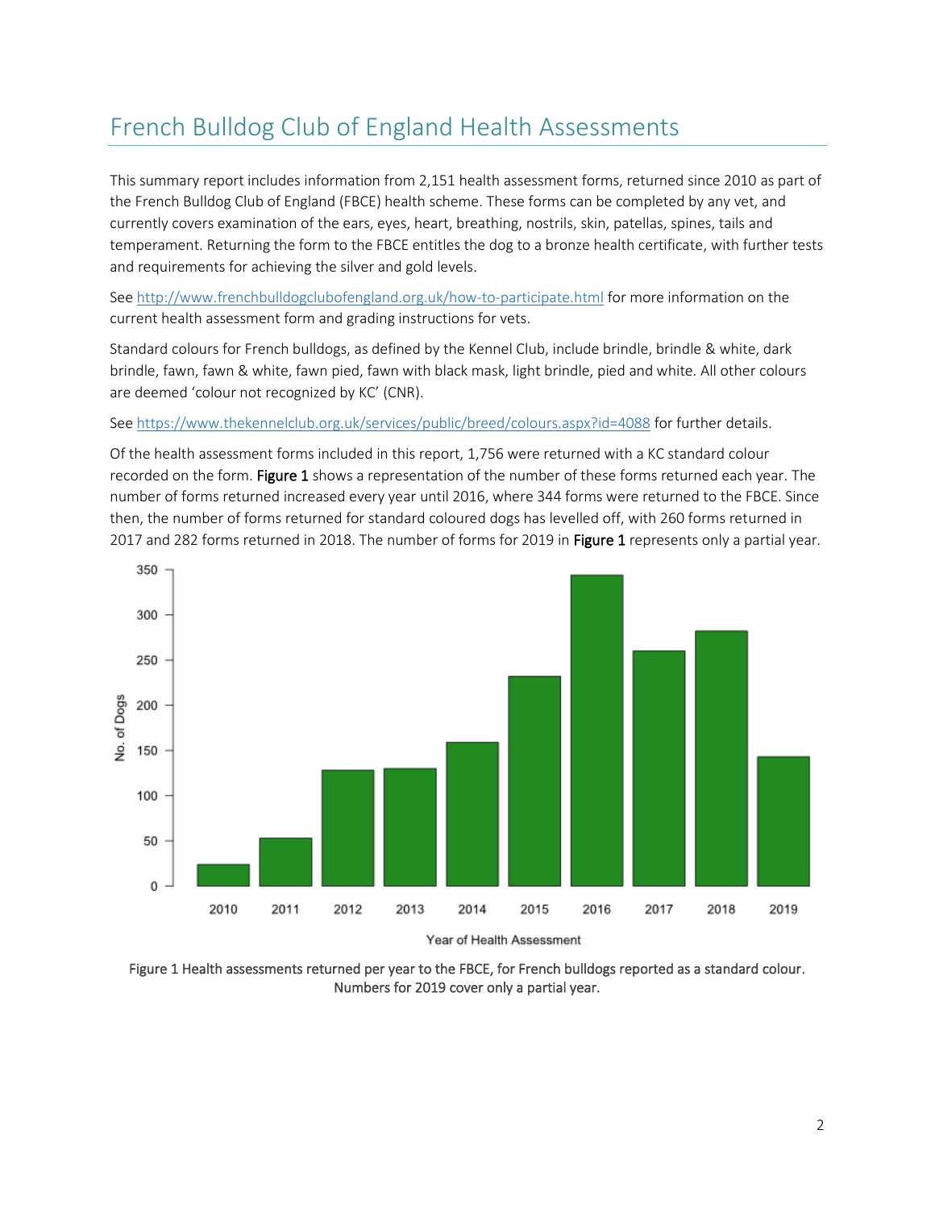# French Bulldog Club of England Health Assessments

This summary report includes information from 2,151 health assessment forms, returned since 2010 as part of the French Bulldog Club of England (FBCE) health scheme. These forms can be completed by any vet, and currently covers examination of the ears, eyes, heart, breathing, nostrils, skin, patellas, spines, tails and temperament. Returning the form to the FBCE entitles the dog to a bronze health certificate, with further tests and requirements for achieving the silver and gold levels.

See http://www.frenchbulldogclubofengland.org.uk/how-to-participate.html for more information on the current health assessment form and grading instructions for vets.

Standard colours for French bulldogs, as defined by the Kennel Club, include brindle, brindle & white, dark brindle, fawn, fawn & white, fawn pied, fawn with black mask, light brindle, pied and white. All other colours are deemed 'colour not recognized by KC' (CNR).

See https://www.thekennelclub.org.uk/services/public/breed/colours.aspx?id=4088 for further details.

Of the health assessment forms included in this report, 1,756 were returned with a KC standard colour recorded on the form. **Figure 1** shows a representation of the number of these forms returned each year. The number of forms returned increased every year until 2016, where 344 forms were returned to the FBCE. Since then, the number of forms returned for standard coloured dogs has levelled off, with 260 forms returned in 2017 and 282 forms returned in 2018. The number of forms for 2019 in **Figure 1** represents only a partial year.

Figure 1 Health assessments returned per year to the FBCE, for French bulldogs reported as a standard colour. Numbers for 2019 cover only a partial year.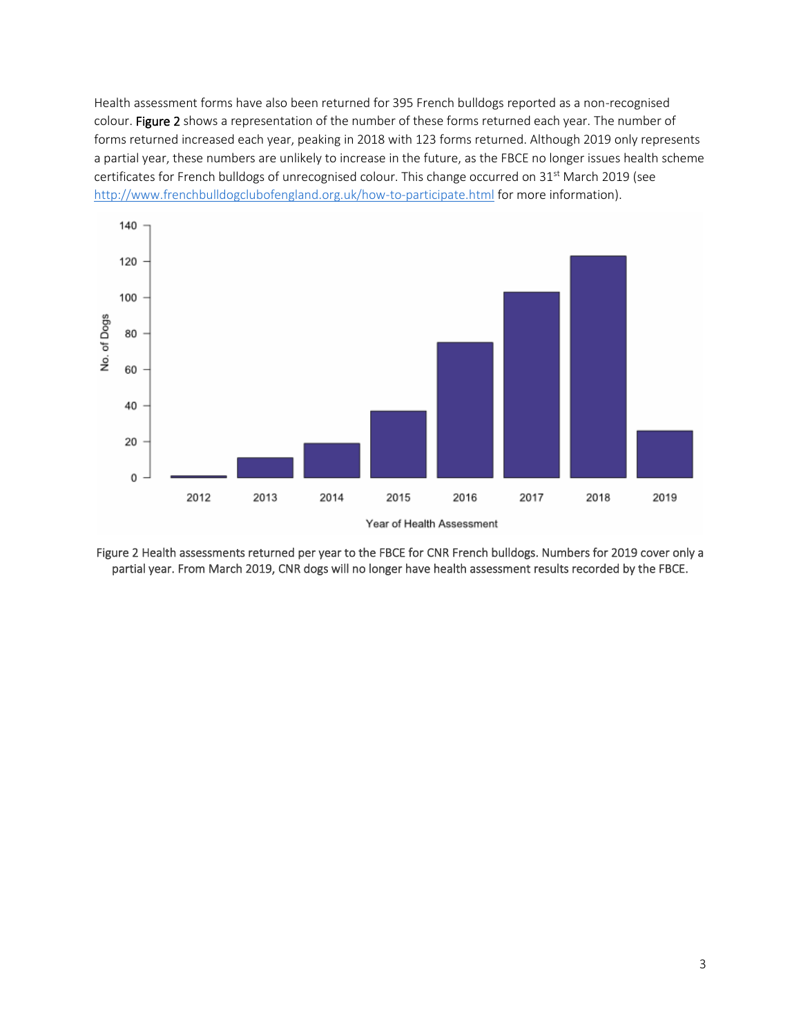Health assessment forms have also been returned for 395 French bulldogs reported as a non-recognised colour. **Figure 2** shows a representation of the number of these forms returned each year. The number of forms returned increased each year, peaking in 2018 with 123 forms returned. Although 2019 only represents a partial year, these numbers are unlikely to increase in the future, as the FBCE no longer issues health scheme certificates for French bulldogs of unrecognised colour. This change occurred on 31st March 2019 (see http://www.frenchbulldogclubofengland.org.uk/how-to-participate.html for more information).

Figure 2 Health assessments returned per year to the FBCE for CNR French bulldogs. Numbers for 2019 cover only a partial year. From March 2019, CNR dogs will no longer have health assessment results recorded by the FBCE.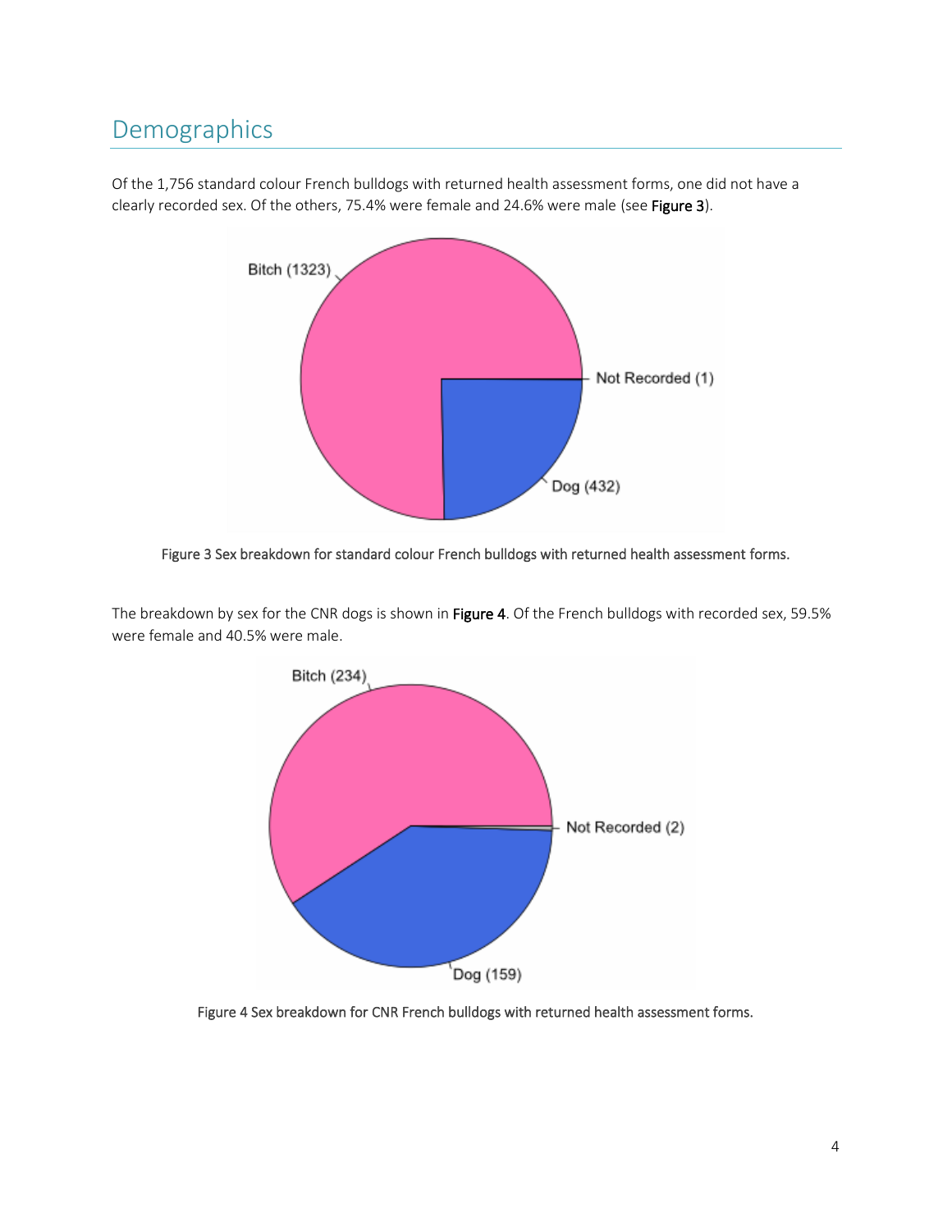## Demographics

Of the 1,756 standard colour French bulldogs with returned health assessment forms, one did not have a clearly recorded sex. Of the others, 75.4% were female and 24.6% were male (see **Figure 3**).

Figure 3 Sex breakdown for standard colour French bulldogs with returned health assessment forms.

The breakdown by sex for the CNR dogs is shown in **Figure 4**. Of the French bulldogs with recorded sex, 59.5% were female and 40.5% were male.

Figure 4 Sex breakdown for CNR French bulldogs with returned health assessment forms.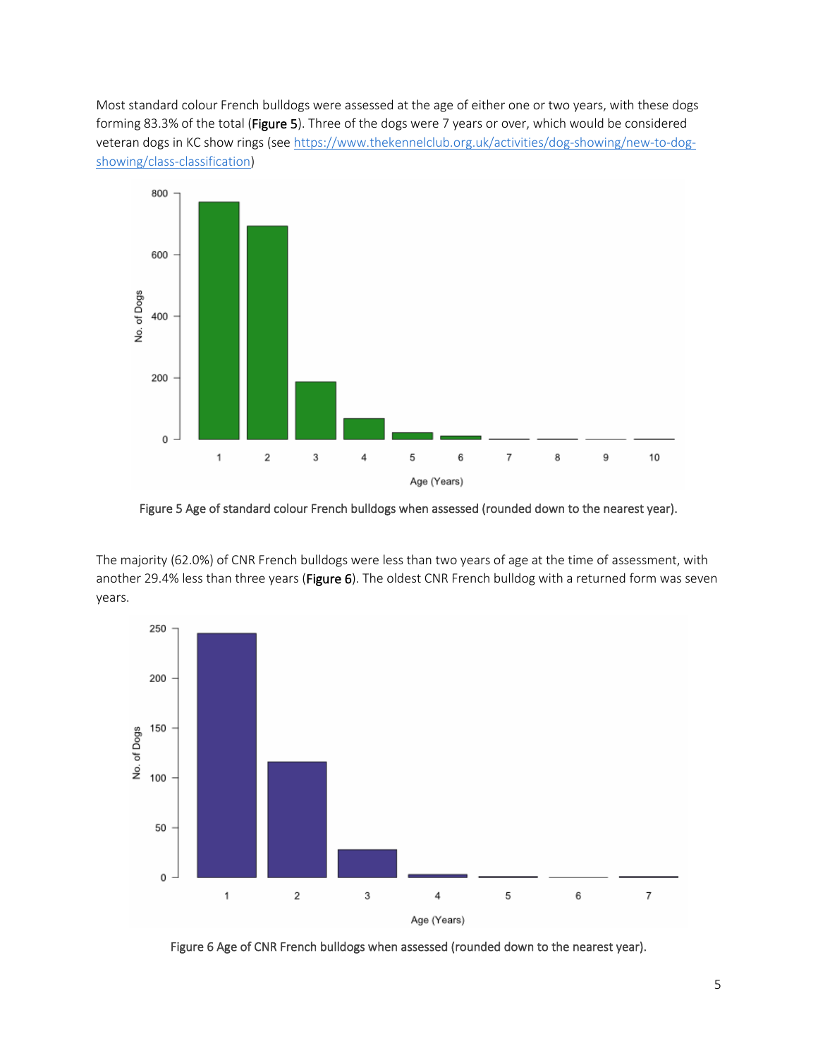Most standard colour French bulldogs were assessed at the age of either one or two years, with these dogs forming 83.3% of the total (**Figure 5**). Three of the dogs were 7 years or over, which would be considered veteran dogs in KC show rings (see https://www.thekennelclub.org.uk/activities/dog-showing/new-to-dog-showing/class-classification)

Figure 5 Age of standard colour French bulldogs when assessed (rounded down to the nearest year).

The majority (62.0%) of CNR French bulldogs were less than two years of age at the time of assessment, with another 29.4% less than three years (**Figure 6**). The oldest CNR French bulldog with a returned form was seven years.

Figure 6 Age of CNR French bulldogs when assessed (rounded down to the nearest year).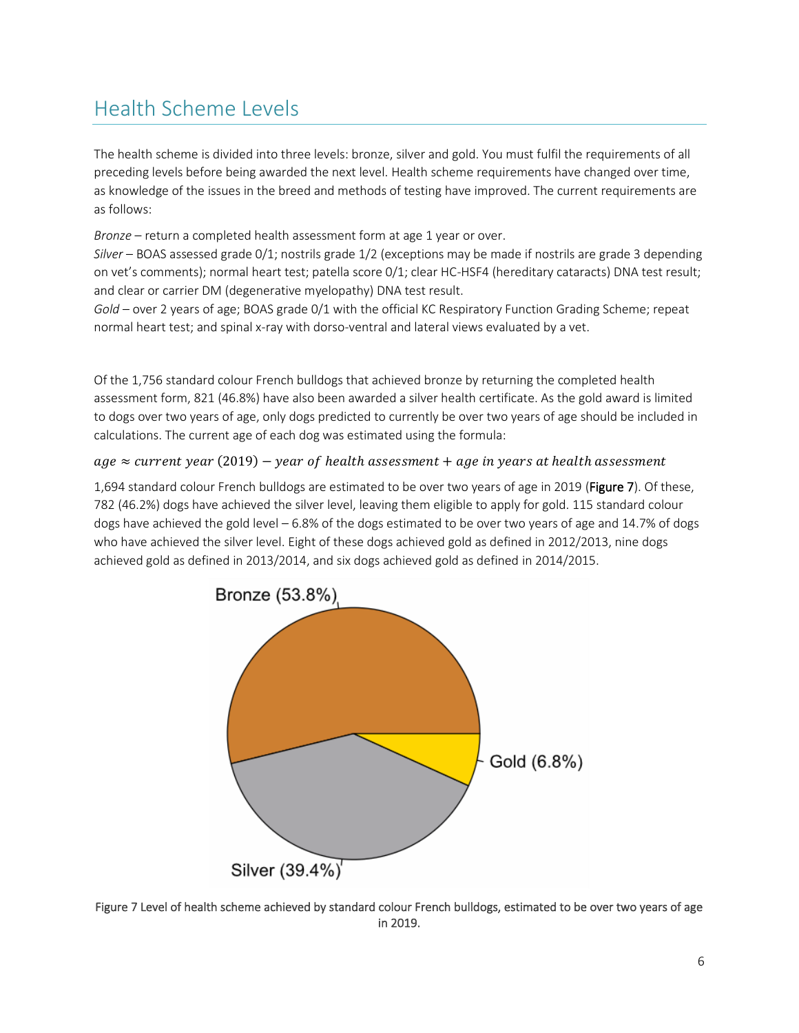## Health Scheme Levels

The health scheme is divided into three levels: bronze, silver and gold. You must fulfil the requirements of all preceding levels before being awarded the next level. Health scheme requirements have changed over time, as knowledge of the issues in the breed and methods of testing have improved. The current requirements are as follows:

*Bronze* – return a completed health assessment form at age 1 year or over.
*Silver* – BOAS assessed grade 0/1; nostrils grade 1/2 (exceptions may be made if nostrils are grade 3 depending on vet's comments); normal heart test; patella score 0/1; clear HC-HSF4 (hereditary cataracts) DNA test result; and clear or carrier DM (degenerative myelopathy) DNA test result.
*Gold* – over 2 years of age; BOAS grade 0/1 with the official KC Respiratory Function Grading Scheme; repeat normal heart test; and spinal x-ray with dorso-ventral and lateral views evaluated by a vet.

Of the 1,756 standard colour French bulldogs that achieved bronze by returning the completed health assessment form, 821 (46.8%) have also been awarded a silver health certificate. As the gold award is limited to dogs over two years of age, only dogs predicted to currently be over two years of age should be included in calculations. The current age of each dog was estimated using the formula:

$$age \approx current\ year\ (2019) - year\ of\ health\ assessment + age\ in\ years\ at\ health\ assessment$$

1,694 standard colour French bulldogs are estimated to be over two years of age in 2019 (**Figure 7**). Of these, 782 (46.2%) dogs have achieved the silver level, leaving them eligible to apply for gold. 115 standard colour dogs have achieved the gold level – 6.8% of the dogs estimated to be over two years of age and 14.7% of dogs who have achieved the silver level. Eight of these dogs achieved gold as defined in 2012/2013, nine dogs achieved gold as defined in 2013/2014, and six dogs achieved gold as defined in 2014/2015.

Bronze (53.8%)

Gold (6.8%)

Silver (39.4%)

Figure 7 Level of health scheme achieved by standard colour French bulldogs, estimated to be over two years of age in 2019.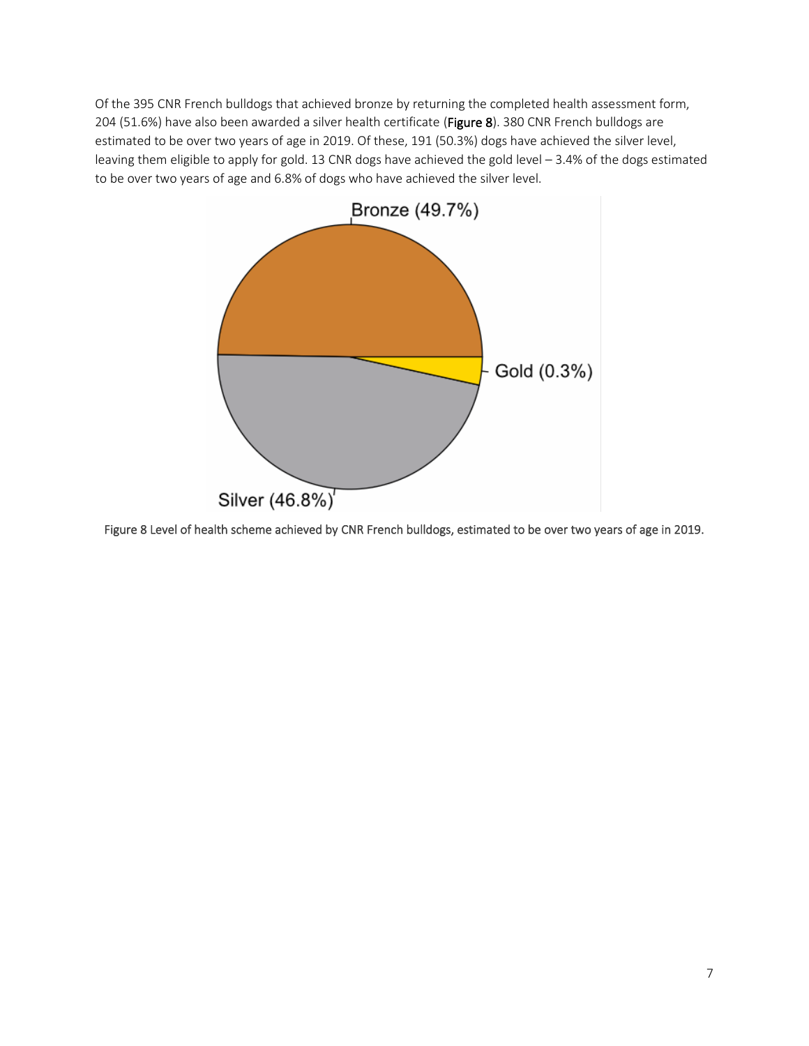Of the 395 CNR French bulldogs that achieved bronze by returning the completed health assessment form, 204 (51.6%) have also been awarded a silver health certificate (**Figure 8**). 380 CNR French bulldogs are estimated to be over two years of age in 2019. Of these, 191 (50.3%) dogs have achieved the silver level, leaving them eligible to apply for gold. 13 CNR dogs have achieved the gold level – 3.4% of the dogs estimated to be over two years of age and 6.8% of dogs who have achieved the silver level.

Figure 8 Level of health scheme achieved by CNR French bulldogs, estimated to be over two years of age in 2019.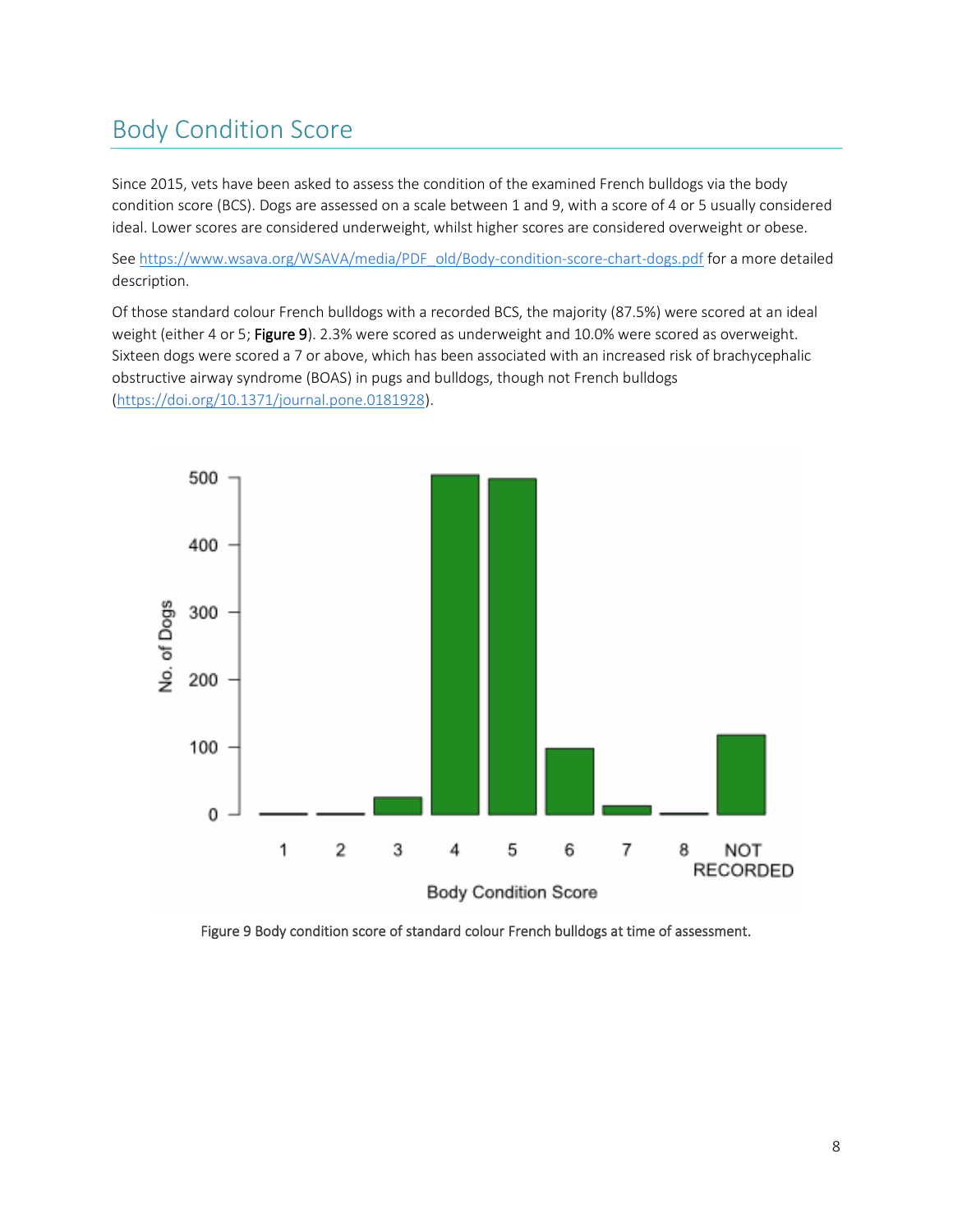## Body Condition Score

Since 2015, vets have been asked to assess the condition of the examined French bulldogs via the body condition score (BCS). Dogs are assessed on a scale between 1 and 9, with a score of 4 or 5 usually considered ideal. Lower scores are considered underweight, whilst higher scores are considered overweight or obese.

See https://www.wsava.org/WSAVA/media/PDF_old/Body-condition-score-chart-dogs.pdf for a more detailed description.

Of those standard colour French bulldogs with a recorded BCS, the majority (87.5%) were scored at an ideal weight (either 4 or 5; Figure 9). 2.3% were scored as underweight and 10.0% were scored as overweight. Sixteen dogs were scored a 7 or above, which has been associated with an increased risk of brachycephalic obstructive airway syndrome (BOAS) in pugs and bulldogs, though not French bulldogs (https://doi.org/10.1371/journal.pone.0181928).

Figure 9 Body condition score of standard colour French bulldogs at time of assessment.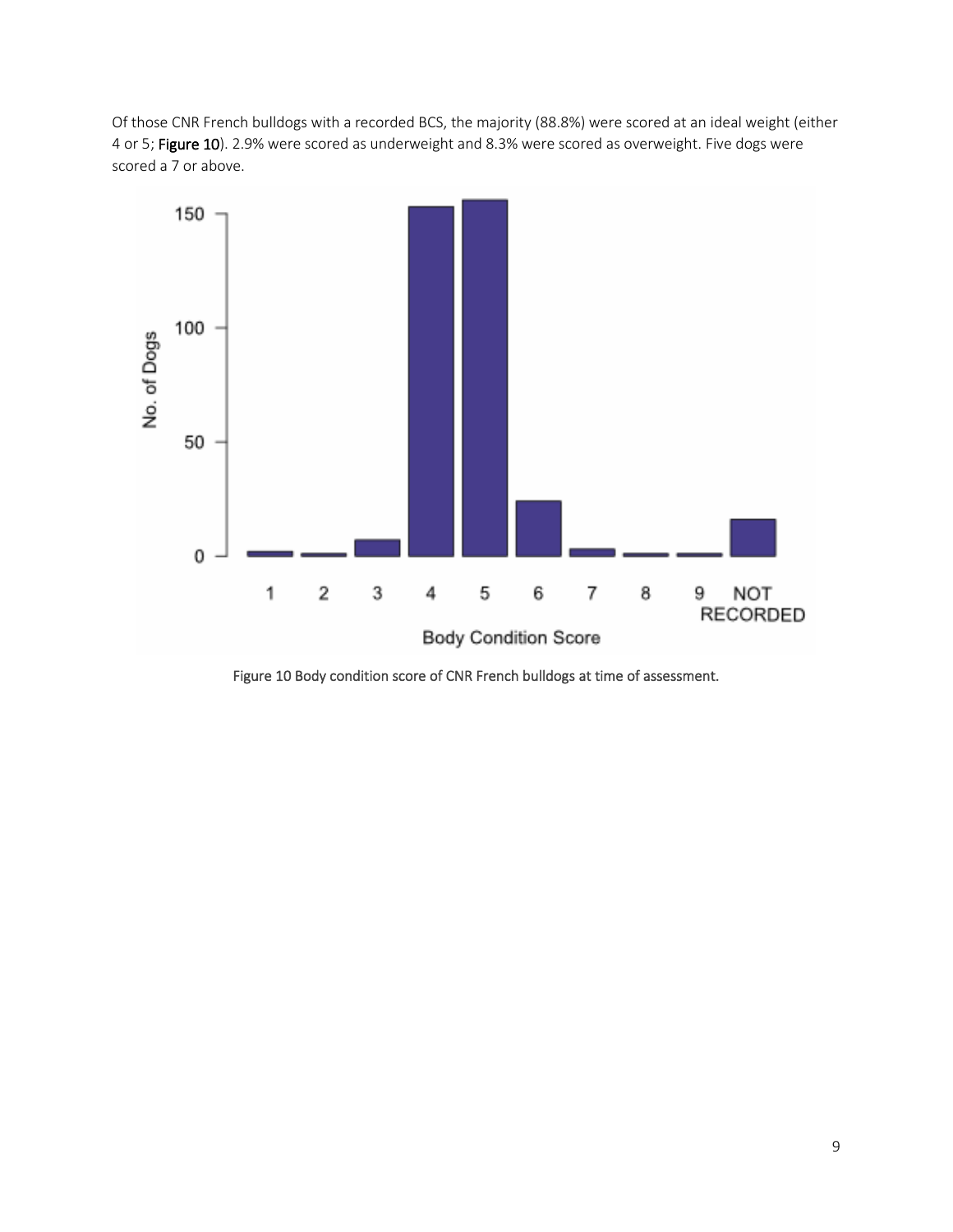Of those CNR French bulldogs with a recorded BCS, the majority (88.8%) were scored at an ideal weight (either 4 or 5; **Figure 10**). 2.9% were scored as underweight and 8.3% were scored as overweight. Five dogs were scored a 7 or above.

Figure 10 Body condition score of CNR French bulldogs at time of assessment.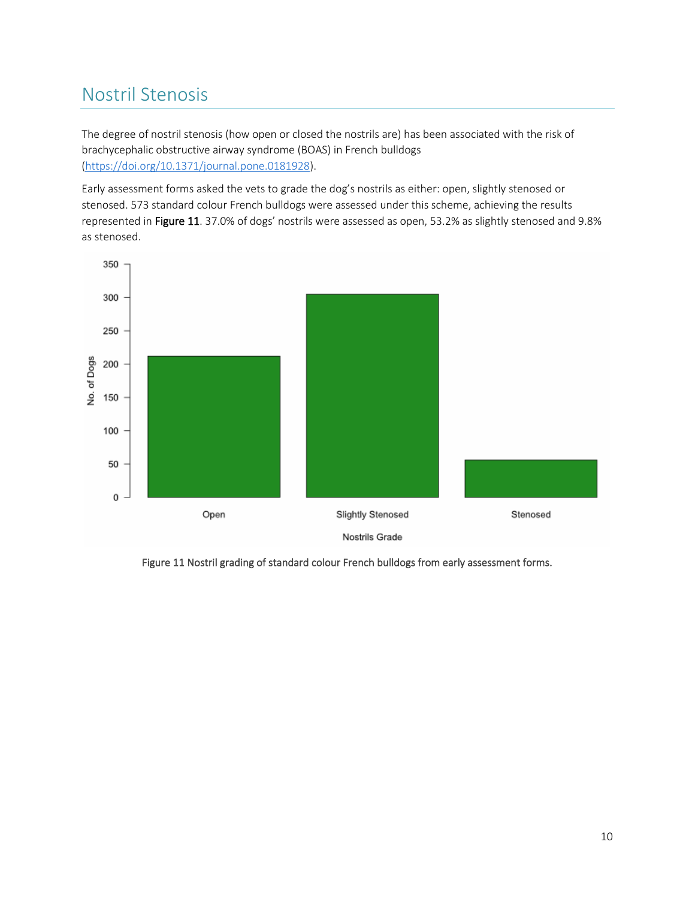## Nostril Stenosis

The degree of nostril stenosis (how open or closed the nostrils are) has been associated with the risk of brachycephalic obstructive airway syndrome (BOAS) in French bulldogs (https://doi.org/10.1371/journal.pone.0181928).

Early assessment forms asked the vets to grade the dog's nostrils as either: open, slightly stenosed or stenosed. 573 standard colour French bulldogs were assessed under this scheme, achieving the results represented in **Figure 11**. 37.0% of dogs' nostrils were assessed as open, 53.2% as slightly stenosed and 9.8% as stenosed.

Figure 11 Nostril grading of standard colour French bulldogs from early assessment forms.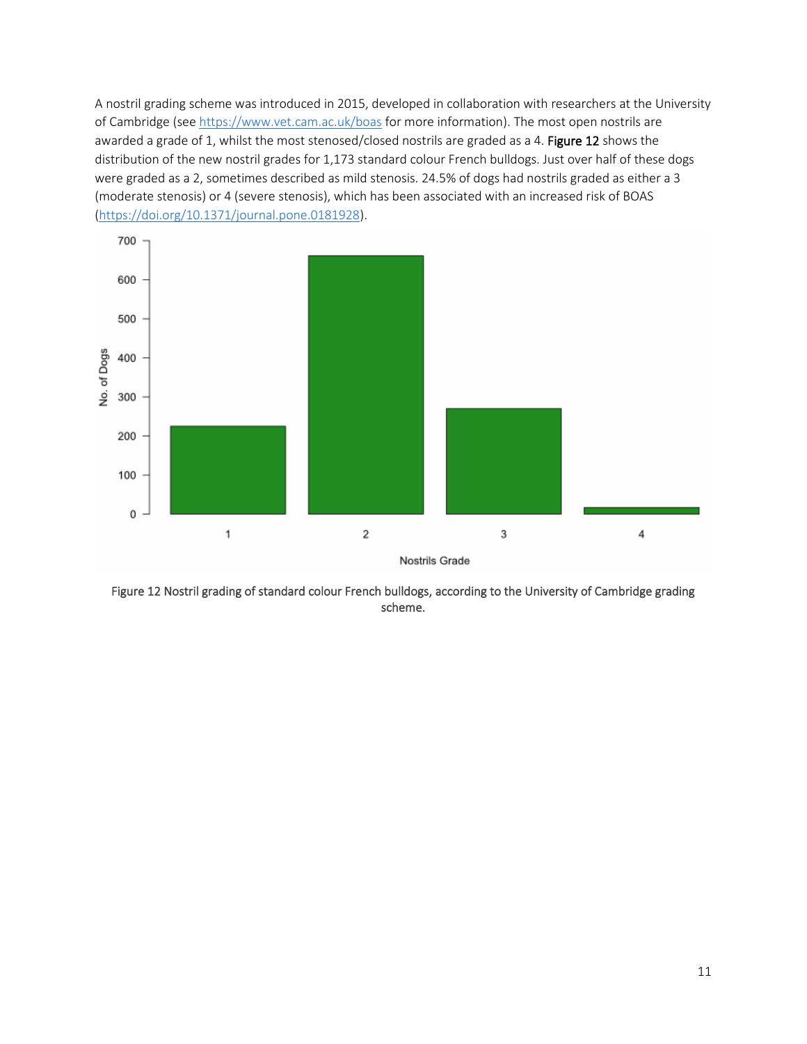A nostril grading scheme was introduced in 2015, developed in collaboration with researchers at the University of Cambridge (see https://www.vet.cam.ac.uk/boas for more information). The most open nostrils are awarded a grade of 1, whilst the most stenosed/closed nostrils are graded as a 4. **Figure 12** shows the distribution of the new nostril grades for 1,173 standard colour French bulldogs. Just over half of these dogs were graded as a 2, sometimes described as mild stenosis. 24.5% of dogs had nostrils graded as either a 3 (moderate stenosis) or 4 (severe stenosis), which has been associated with an increased risk of BOAS (https://doi.org/10.1371/journal.pone.0181928).

Figure 12 Nostril grading of standard colour French bulldogs, according to the University of Cambridge grading scheme.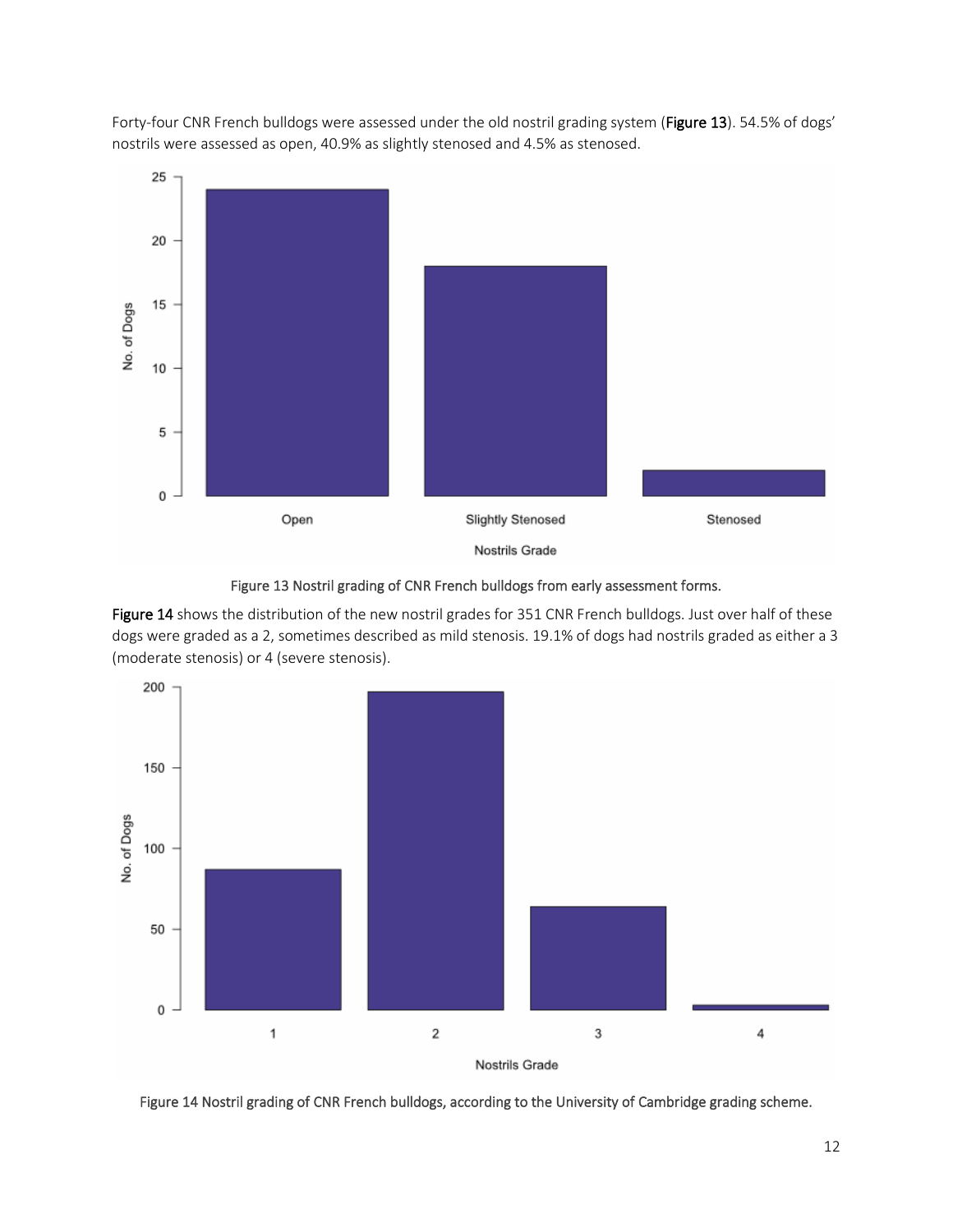Forty-four CNR French bulldogs were assessed under the old nostril grading system (**Figure 13**). 54.5% of dogs' nostrils were assessed as open, 40.9% as slightly stenosed and 4.5% as stenosed.

Figure 13 Nostril grading of CNR French bulldogs from early assessment forms.

**Figure 14** shows the distribution of the new nostril grades for 351 CNR French bulldogs. Just over half of these dogs were graded as a 2, sometimes described as mild stenosis. 19.1% of dogs had nostrils graded as either a 3 (moderate stenosis) or 4 (severe stenosis).

Figure 14 Nostril grading of CNR French bulldogs, according to the University of Cambridge grading scheme.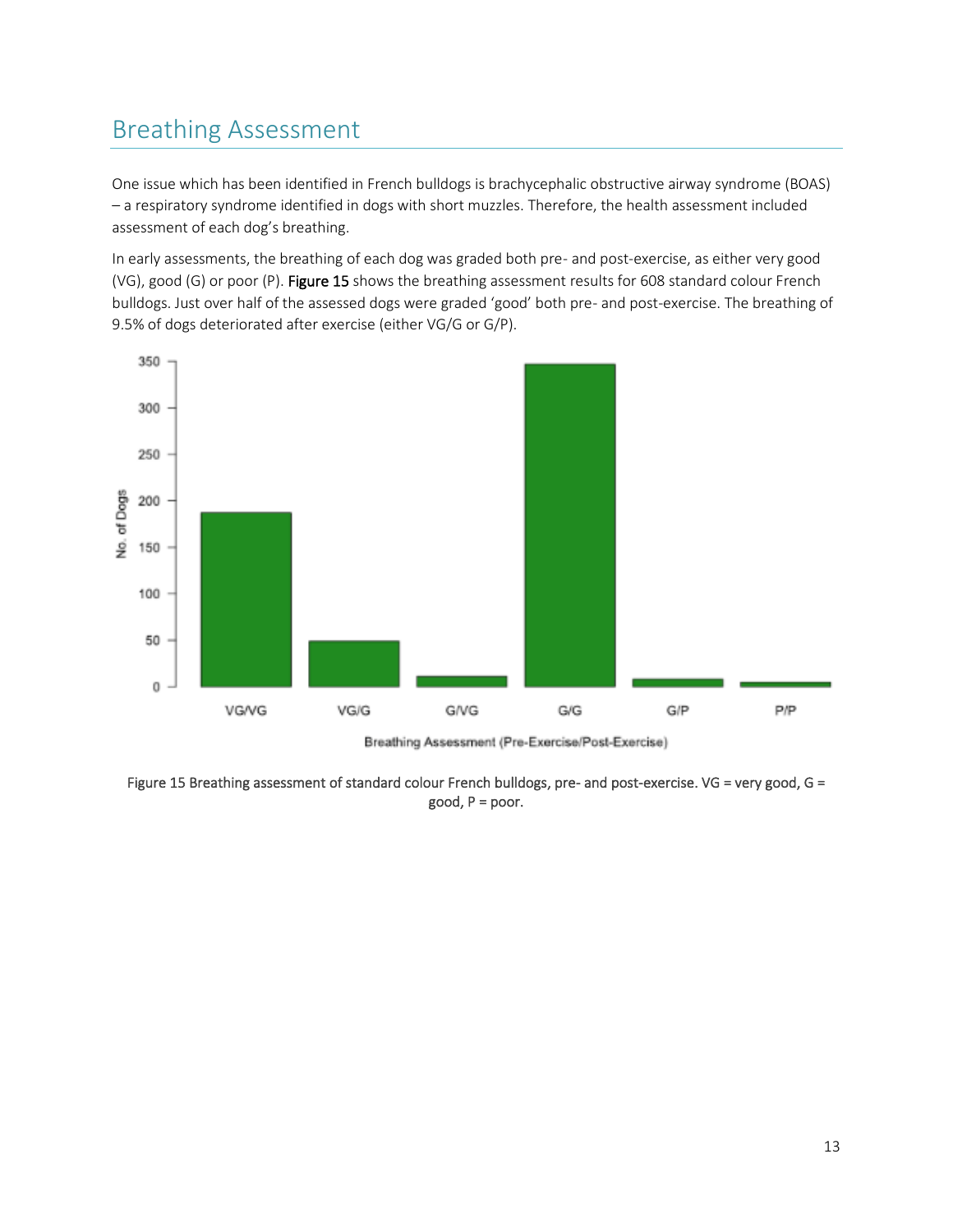## Breathing Assessment

One issue which has been identified in French bulldogs is brachycephalic obstructive airway syndrome (BOAS) – a respiratory syndrome identified in dogs with short muzzles. Therefore, the health assessment included assessment of each dog's breathing.

In early assessments, the breathing of each dog was graded both pre- and post-exercise, as either very good (VG), good (G) or poor (P). Figure 15 shows the breathing assessment results for 608 standard colour French bulldogs. Just over half of the assessed dogs were graded 'good' both pre- and post-exercise. The breathing of 9.5% of dogs deteriorated after exercise (either VG/G or G/P).

Figure 15 Breathing assessment of standard colour French bulldogs, pre- and post-exercise. VG = very good, G = good, P = poor.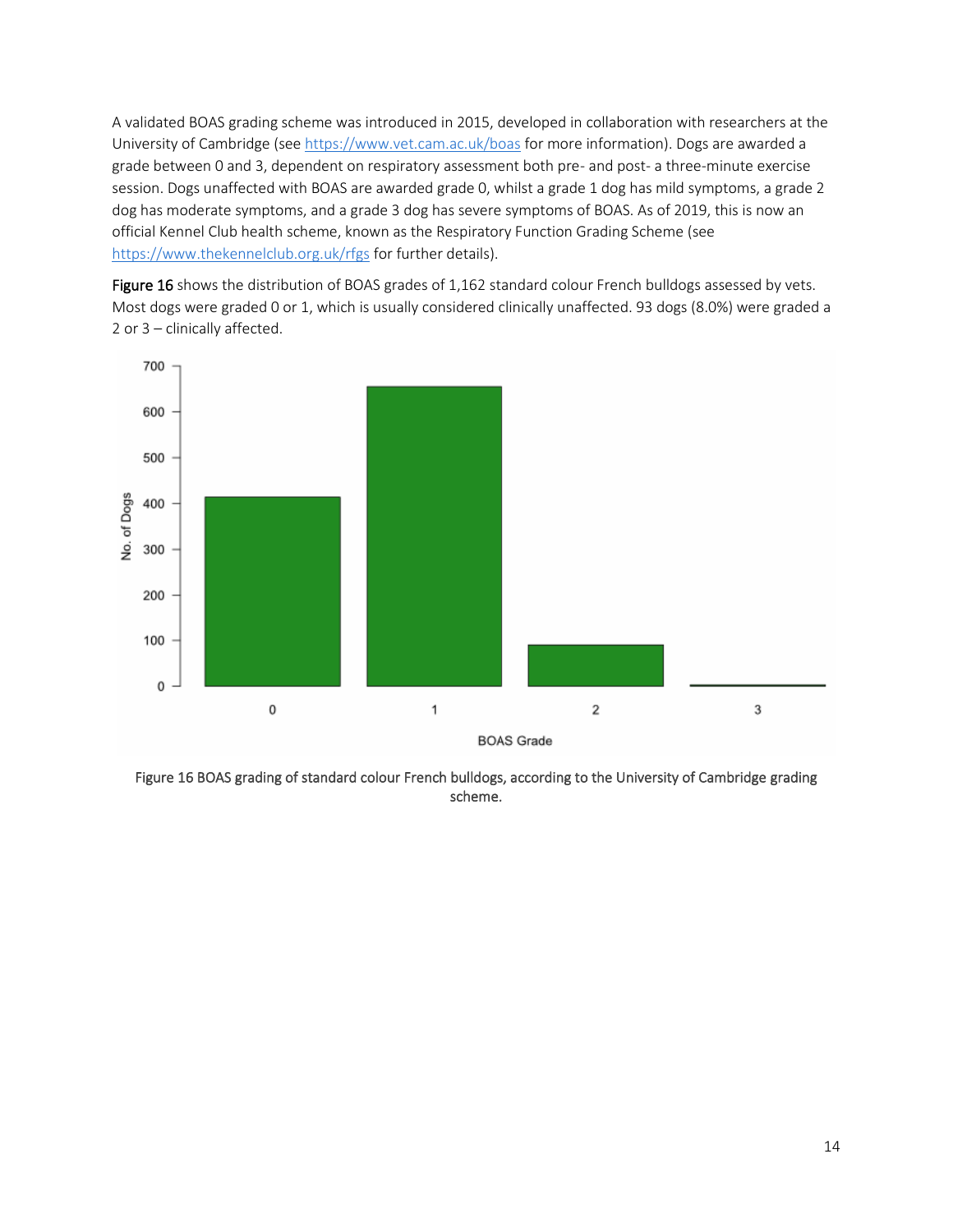A validated BOAS grading scheme was introduced in 2015, developed in collaboration with researchers at the University of Cambridge (see https://www.vet.cam.ac.uk/boas for more information). Dogs are awarded a grade between 0 and 3, dependent on respiratory assessment both pre- and post- a three-minute exercise session. Dogs unaffected with BOAS are awarded grade 0, whilst a grade 1 dog has mild symptoms, a grade 2 dog has moderate symptoms, and a grade 3 dog has severe symptoms of BOAS. As of 2019, this is now an official Kennel Club health scheme, known as the Respiratory Function Grading Scheme (see https://www.thekennelclub.org.uk/rfgs for further details).

**Figure 16** shows the distribution of BOAS grades of 1,162 standard colour French bulldogs assessed by vets. Most dogs were graded 0 or 1, which is usually considered clinically unaffected. 93 dogs (8.0%) were graded a 2 or 3 – clinically affected.

Figure 16 BOAS grading of standard colour French bulldogs, according to the University of Cambridge grading scheme.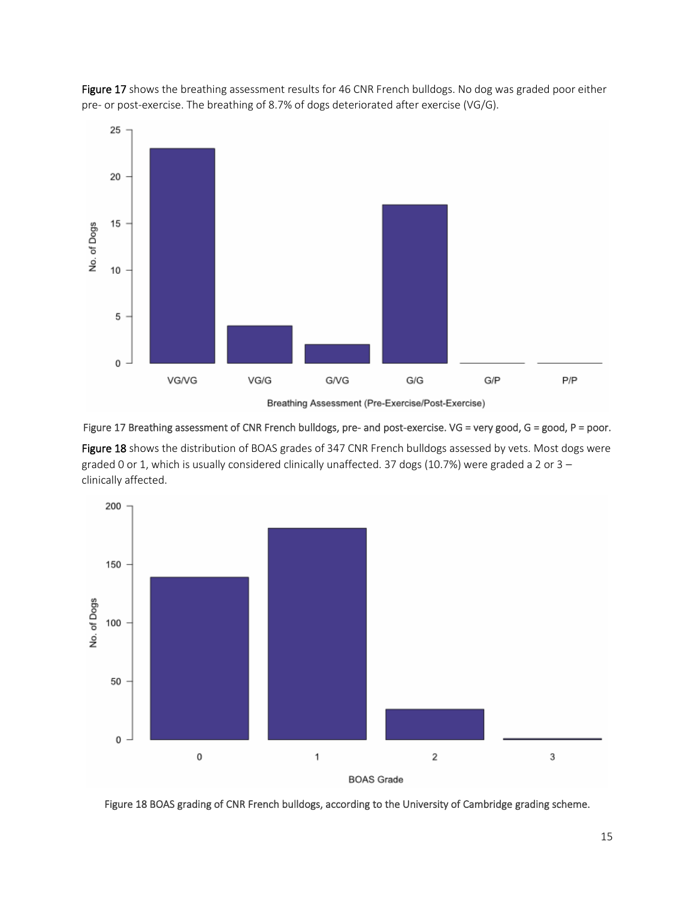**Figure 17** shows the breathing assessment results for 46 CNR French bulldogs. No dog was graded poor either pre- or post-exercise. The breathing of 8.7% of dogs deteriorated after exercise (VG/G).

Figure 17 Breathing assessment of CNR French bulldogs, pre- and post-exercise. VG = very good, G = good, P = poor.

**Figure 18** shows the distribution of BOAS grades of 347 CNR French bulldogs assessed by vets. Most dogs were graded 0 or 1, which is usually considered clinically unaffected. 37 dogs (10.7%) were graded a 2 or 3 – clinically affected.

Figure 18 BOAS grading of CNR French bulldogs, according to the University of Cambridge grading scheme.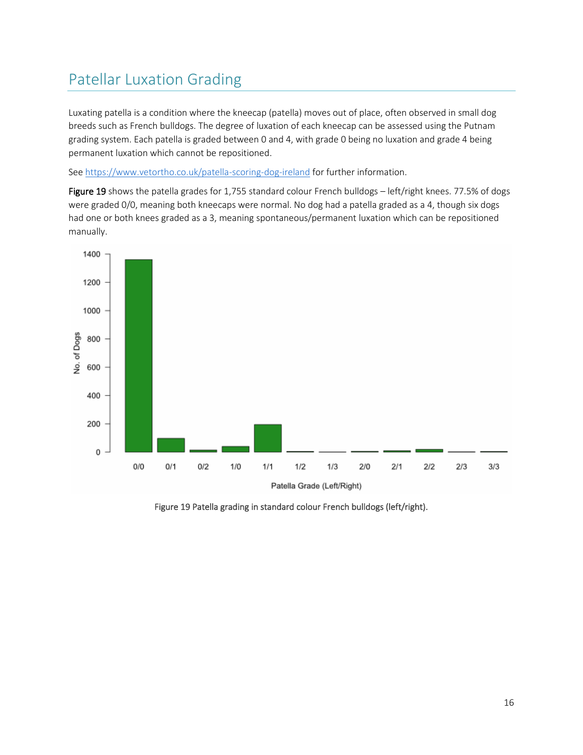## Patellar Luxation Grading

Luxating patella is a condition where the kneecap (patella) moves out of place, often observed in small dog breeds such as French bulldogs. The degree of luxation of each kneecap can be assessed using the Putnam grading system. Each patella is graded between 0 and 4, with grade 0 being no luxation and grade 4 being permanent luxation which cannot be repositioned.

See https://www.vetortho.co.uk/patella-scoring-dog-ireland for further information.

**Figure 19** shows the patella grades for 1,755 standard colour French bulldogs – left/right knees. 77.5% of dogs were graded 0/0, meaning both kneecaps were normal. No dog had a patella graded as a 4, though six dogs had one or both knees graded as a 3, meaning spontaneous/permanent luxation which can be repositioned manually.

Figure 19 Patella grading in standard colour French bulldogs (left/right).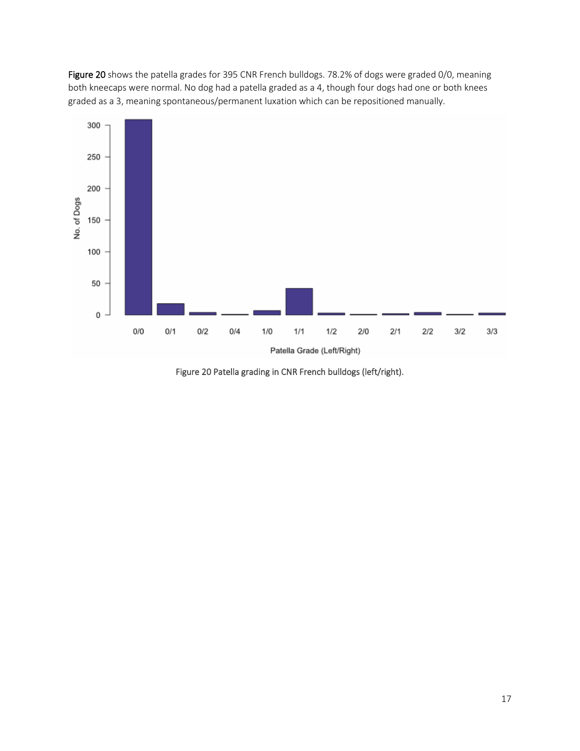Figure 20 shows the patella grades for 395 CNR French bulldogs. 78.2% of dogs were graded 0/0, meaning both kneecaps were normal. No dog had a patella graded as a 4, though four dogs had one or both knees graded as a 3, meaning spontaneous/permanent luxation which can be repositioned manually.

Figure 20 Patella grading in CNR French bulldogs (left/right).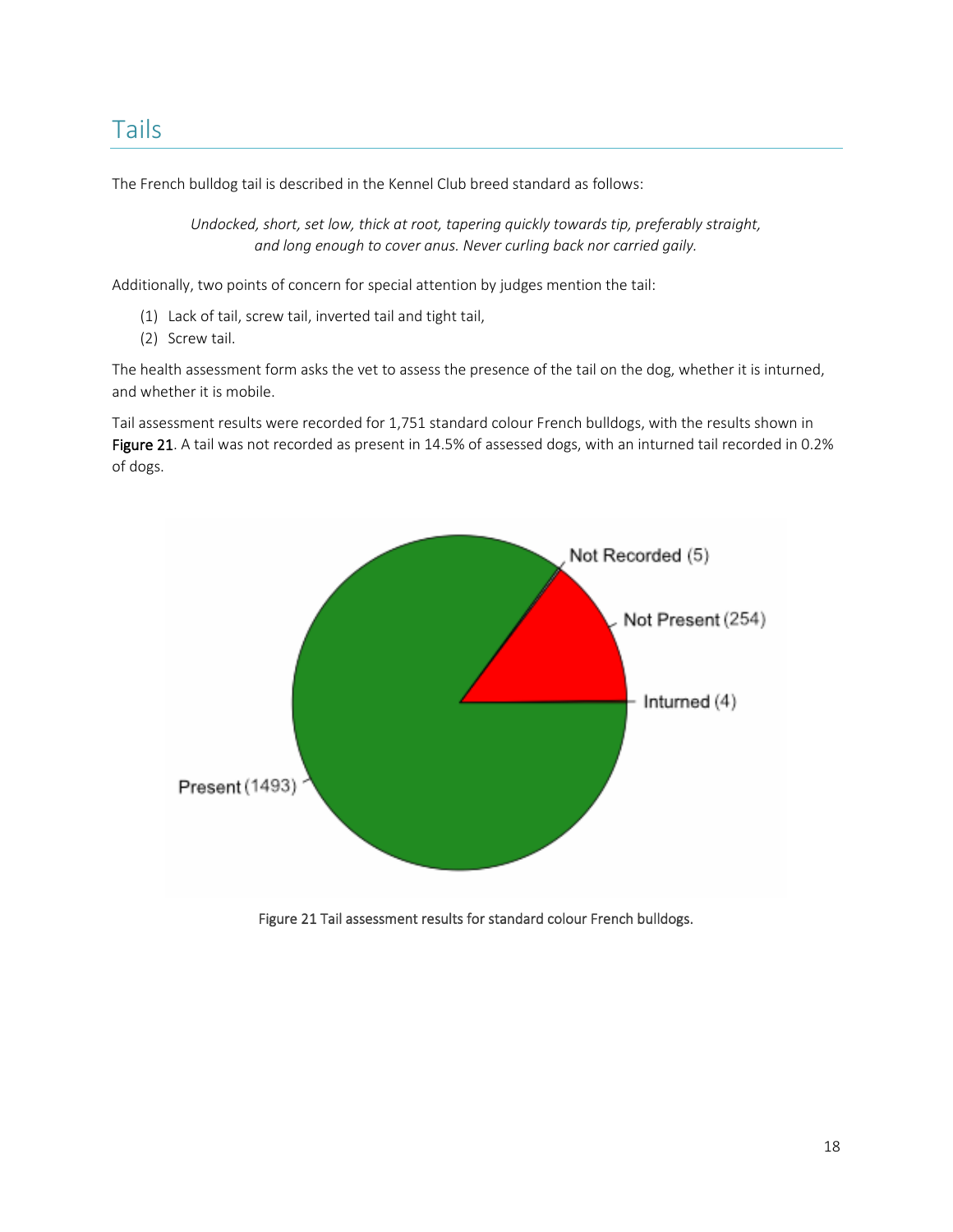## Tails

The French bulldog tail is described in the Kennel Club breed standard as follows:

> *Undocked, short, set low, thick at root, tapering quickly towards tip, preferably straight, and long enough to cover anus. Never curling back nor carried gaily.*

Additionally, two points of concern for special attention by judges mention the tail:

(1) Lack of tail, screw tail, inverted tail and tight tail,
(2) Screw tail.

The health assessment form asks the vet to assess the presence of the tail on the dog, whether it is inturned, and whether it is mobile.

Tail assessment results were recorded for 1,751 standard colour French bulldogs, with the results shown in **Figure 21**. A tail was not recorded as present in 14.5% of assessed dogs, with an inturned tail recorded in 0.2% of dogs.

Figure 21 Tail assessment results for standard colour French bulldogs.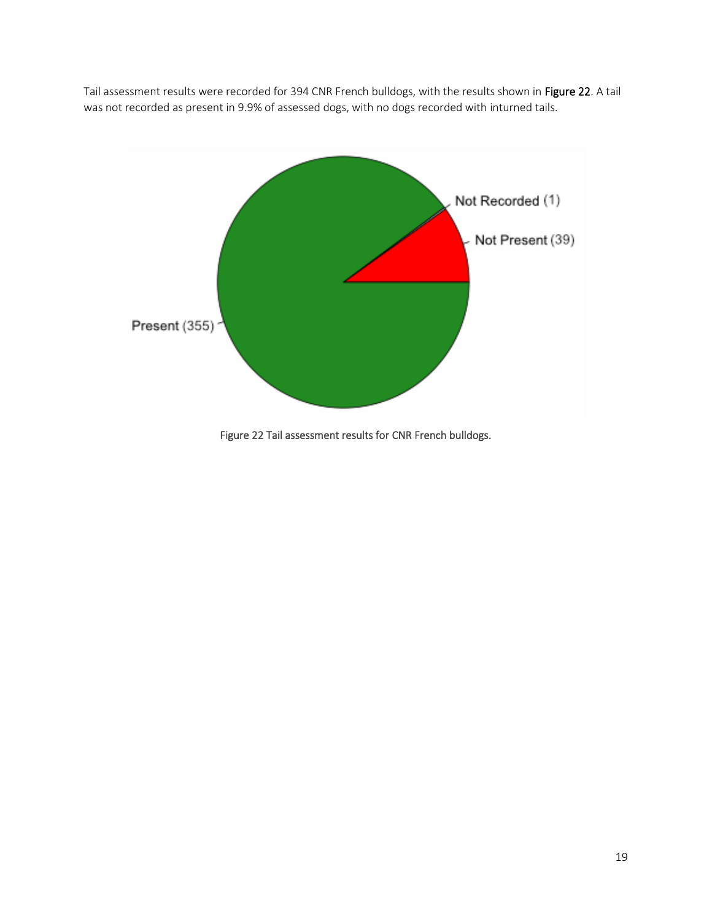Tail assessment results were recorded for 394 CNR French bulldogs, with the results shown in **Figure 22**. A tail was not recorded as present in 9.9% of assessed dogs, with no dogs recorded with inturned tails.

Figure 22 Tail assessment results for CNR French bulldogs.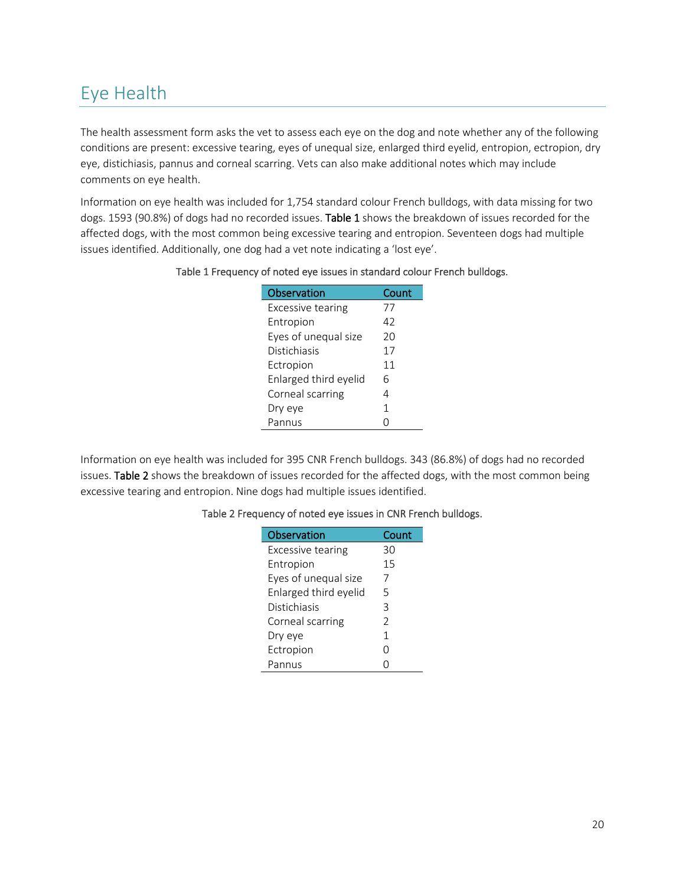# Eye Health

The health assessment form asks the vet to assess each eye on the dog and note whether any of the following conditions are present: excessive tearing, eyes of unequal size, enlarged third eyelid, entropion, ectropion, dry eye, distichiasis, pannus and corneal scarring. Vets can also make additional notes which may include comments on eye health.

Information on eye health was included for 1,754 standard colour French bulldogs, with data missing for two dogs. 1593 (90.8%) of dogs had no recorded issues. **Table 1** shows the breakdown of issues recorded for the affected dogs, with the most common being excessive tearing and entropion. Seventeen dogs had multiple issues identified. Additionally, one dog had a vet note indicating a 'lost eye'.

Table 1 Frequency of noted eye issues in standard colour French bulldogs.

| Observation | Count |
|---|---|
| Excessive tearing | 77 |
| Entropion | 42 |
| Eyes of unequal size | 20 |
| Distichiasis | 17 |
| Ectropion | 11 |
| Enlarged third eyelid | 6 |
| Corneal scarring | 4 |
| Dry eye | 1 |
| Pannus | 0 |

Information on eye health was included for 395 CNR French bulldogs. 343 (86.8%) of dogs had no recorded issues. **Table 2** shows the breakdown of issues recorded for the affected dogs, with the most common being excessive tearing and entropion. Nine dogs had multiple issues identified.

Table 2 Frequency of noted eye issues in CNR French bulldogs.

| Observation | Count |
|---|---|
| Excessive tearing | 30 |
| Entropion | 15 |
| Eyes of unequal size | 7 |
| Enlarged third eyelid | 5 |
| Distichiasis | 3 |
| Corneal scarring | 2 |
| Dry eye | 1 |
| Ectropion | 0 |
| Pannus | 0 |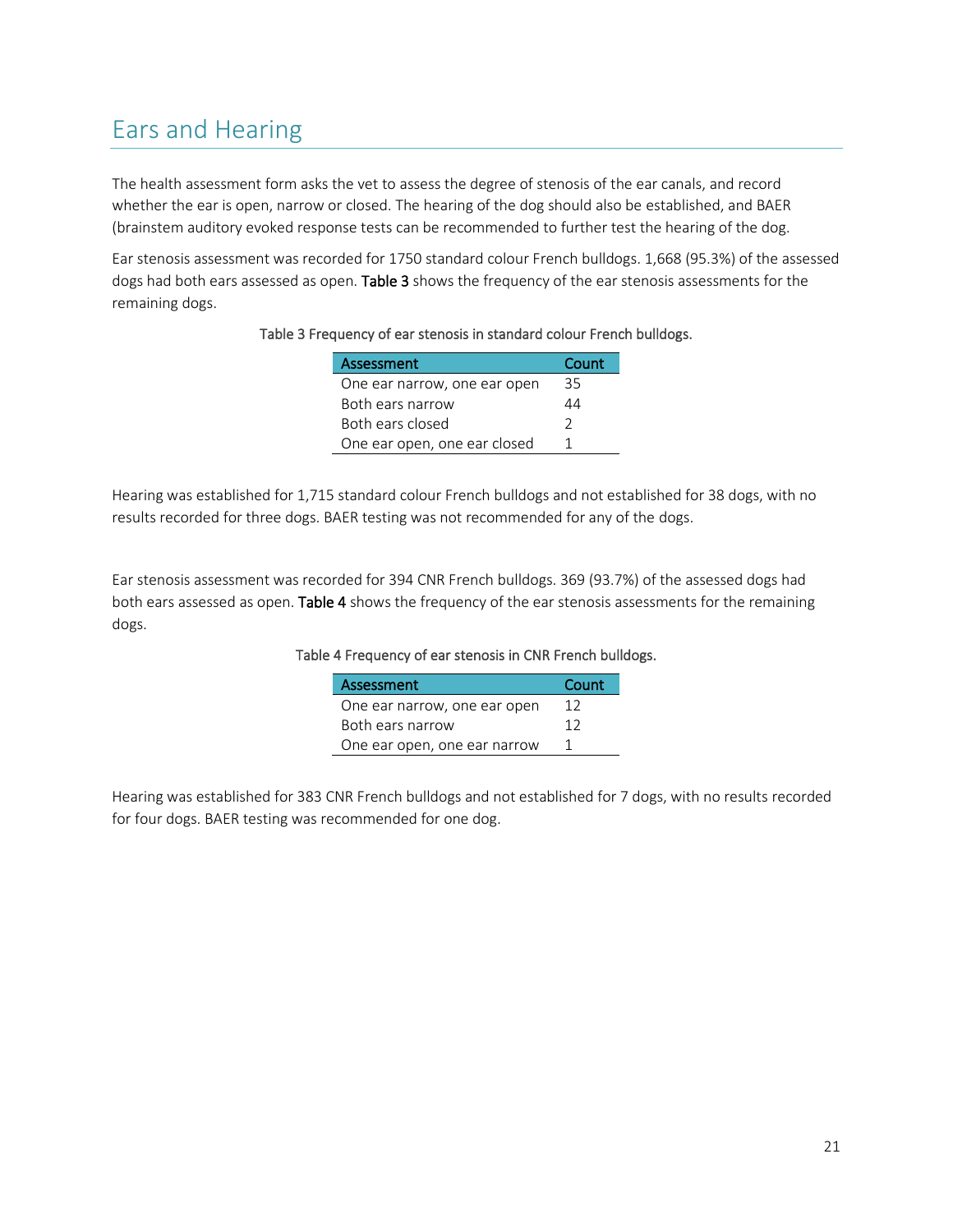# Ears and Hearing

The health assessment form asks the vet to assess the degree of stenosis of the ear canals, and record whether the ear is open, narrow or closed. The hearing of the dog should also be established, and BAER (brainstem auditory evoked response tests can be recommended to further test the hearing of the dog.

Ear stenosis assessment was recorded for 1750 standard colour French bulldogs. 1,668 (95.3%) of the assessed dogs had both ears assessed as open. **Table 3** shows the frequency of the ear stenosis assessments for the remaining dogs.

Table 3 Frequency of ear stenosis in standard colour French bulldogs.

| Assessment | Count |
|---|---|
| One ear narrow, one ear open | 35 |
| Both ears narrow | 44 |
| Both ears closed | 2 |
| One ear open, one ear closed | 1 |

Hearing was established for 1,715 standard colour French bulldogs and not established for 38 dogs, with no results recorded for three dogs. BAER testing was not recommended for any of the dogs.

Ear stenosis assessment was recorded for 394 CNR French bulldogs. 369 (93.7%) of the assessed dogs had both ears assessed as open. **Table 4** shows the frequency of the ear stenosis assessments for the remaining dogs.

Table 4 Frequency of ear stenosis in CNR French bulldogs.

| Assessment | Count |
|---|---|
| One ear narrow, one ear open | 12 |
| Both ears narrow | 12 |
| One ear open, one ear narrow | 1 |

Hearing was established for 383 CNR French bulldogs and not established for 7 dogs, with no results recorded for four dogs. BAER testing was recommended for one dog.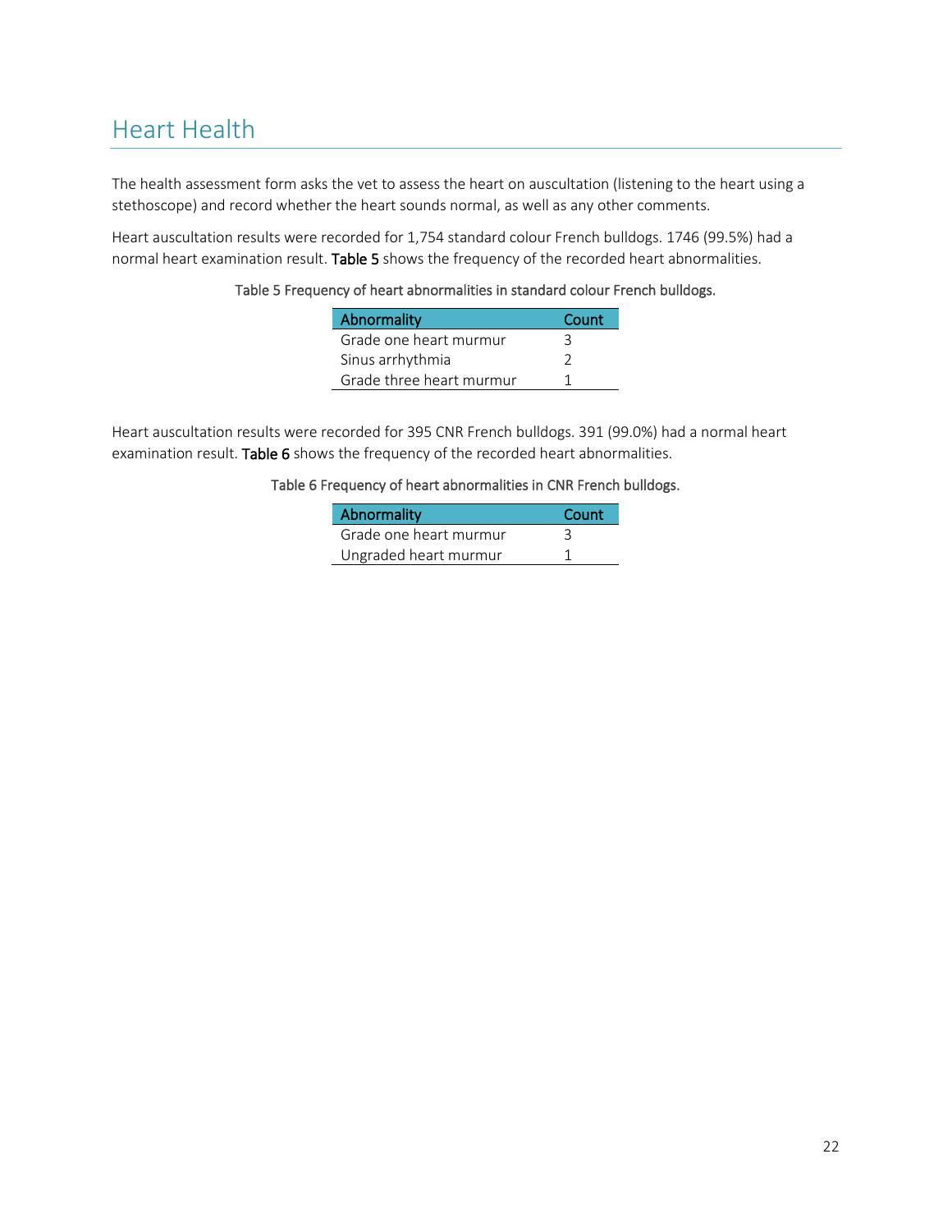# Heart Health

The health assessment form asks the vet to assess the heart on auscultation (listening to the heart using a stethoscope) and record whether the heart sounds normal, as well as any other comments.

Heart auscultation results were recorded for 1,754 standard colour French bulldogs. 1746 (99.5%) had a normal heart examination result. **Table 5** shows the frequency of the recorded heart abnormalities.

Table 5 Frequency of heart abnormalities in standard colour French bulldogs.

| Abnormality | Count |
|---|---|
| Grade one heart murmur | 3 |
| Sinus arrhythmia | 2 |
| Grade three heart murmur | 1 |

Heart auscultation results were recorded for 395 CNR French bulldogs. 391 (99.0%) had a normal heart examination result. **Table 6** shows the frequency of the recorded heart abnormalities.

Table 6 Frequency of heart abnormalities in CNR French bulldogs.

| Abnormality | Count |
|---|---|
| Grade one heart murmur | 3 |
| Ungraded heart murmur | 1 |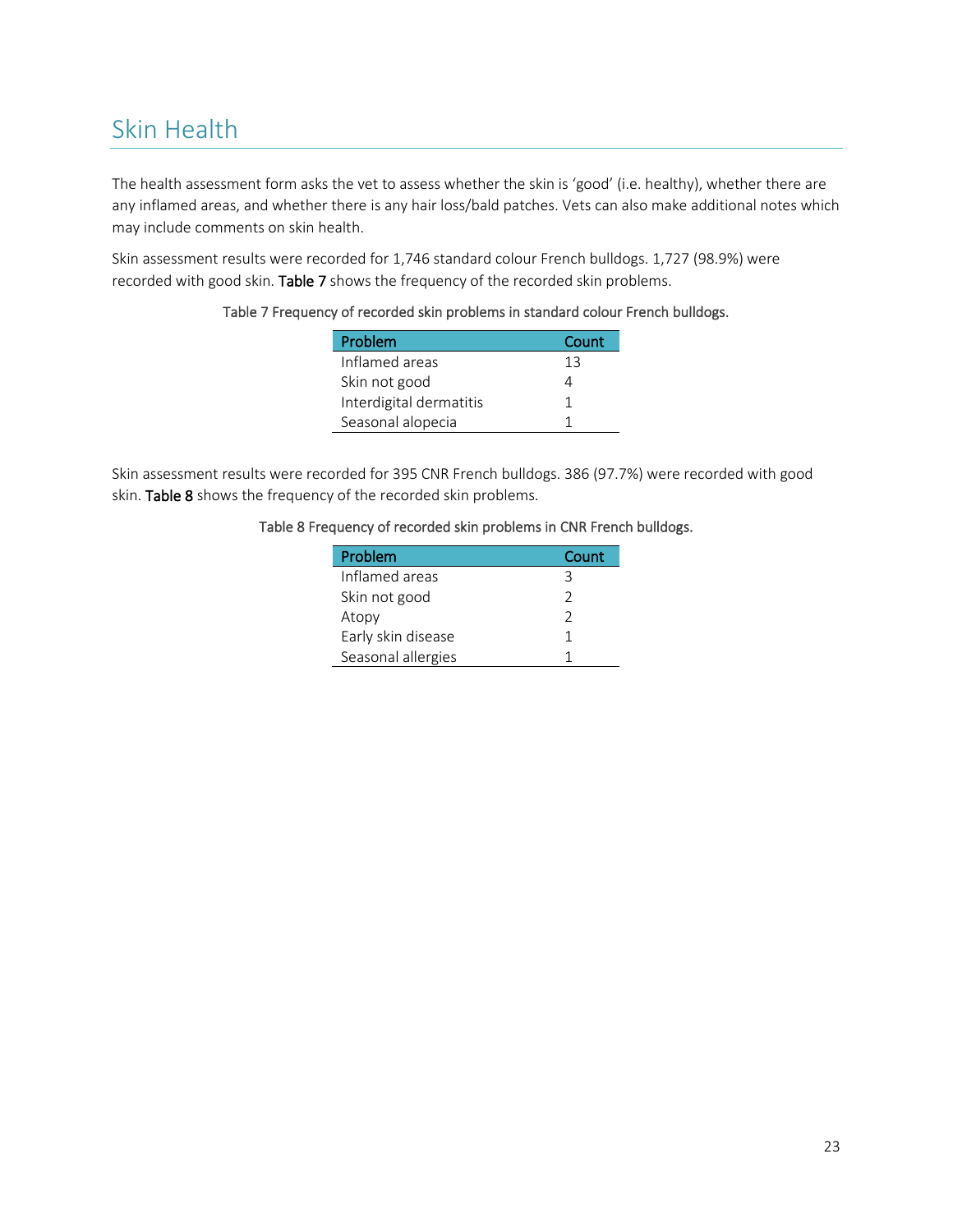# Skin Health

The health assessment form asks the vet to assess whether the skin is 'good' (i.e. healthy), whether there are any inflamed areas, and whether there is any hair loss/bald patches. Vets can also make additional notes which may include comments on skin health.

Skin assessment results were recorded for 1,746 standard colour French bulldogs. 1,727 (98.9%) were recorded with good skin. **Table 7** shows the frequency of the recorded skin problems.

Table 7 Frequency of recorded skin problems in standard colour French bulldogs.

| Problem | Count |
|---|---|
| Inflamed areas | 13 |
| Skin not good | 4 |
| Interdigital dermatitis | 1 |
| Seasonal alopecia | 1 |

Skin assessment results were recorded for 395 CNR French bulldogs. 386 (97.7%) were recorded with good skin. **Table 8** shows the frequency of the recorded skin problems.

Table 8 Frequency of recorded skin problems in CNR French bulldogs.

| Problem | Count |
|---|---|
| Inflamed areas | 3 |
| Skin not good | 2 |
| Atopy | 2 |
| Early skin disease | 1 |
| Seasonal allergies | 1 |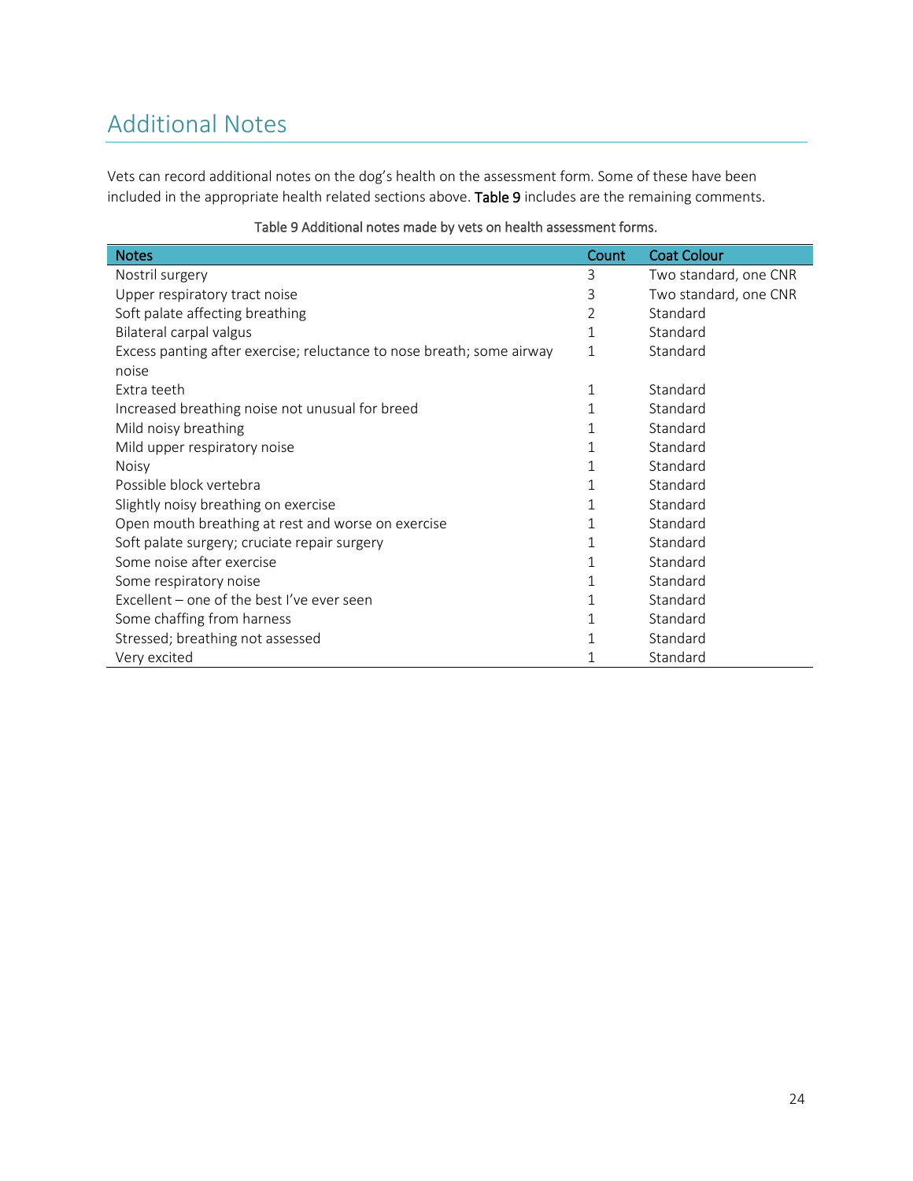## Additional Notes

Vets can record additional notes on the dog's health on the assessment form. Some of these have been included in the appropriate health related sections above. Table 9 includes are the remaining comments.

Table 9 Additional notes made by vets on health assessment forms.

| Notes | Count | Coat Colour |
|---|---|---|
| Nostril surgery | 3 | Two standard, one CNR |
| Upper respiratory tract noise | 3 | Two standard, one CNR |
| Soft palate affecting breathing | 2 | Standard |
| Bilateral carpal valgus | 1 | Standard |
| Excess panting after exercise; reluctance to nose breath; some airway noise | 1 | Standard |
| Extra teeth | 1 | Standard |
| Increased breathing noise not unusual for breed | 1 | Standard |
| Mild noisy breathing | 1 | Standard |
| Mild upper respiratory noise | 1 | Standard |
| Noisy | 1 | Standard |
| Possible block vertebra | 1 | Standard |
| Slightly noisy breathing on exercise | 1 | Standard |
| Open mouth breathing at rest and worse on exercise | 1 | Standard |
| Soft palate surgery; cruciate repair surgery | 1 | Standard |
| Some noise after exercise | 1 | Standard |
| Some respiratory noise | 1 | Standard |
| Excellent – one of the best I've ever seen | 1 | Standard |
| Some chaffing from harness | 1 | Standard |
| Stressed; breathing not assessed | 1 | Standard |
| Very excited | 1 | Standard |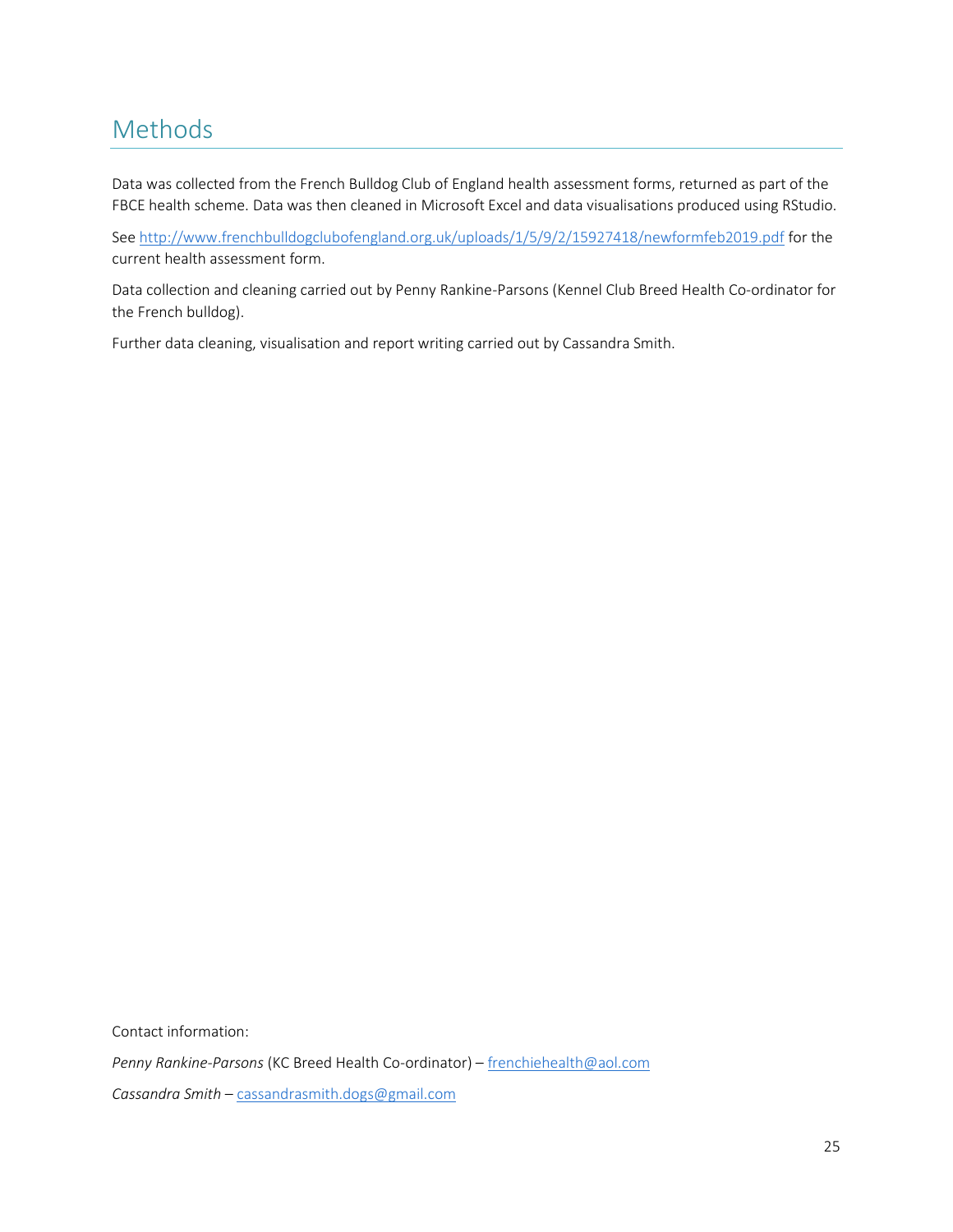# Methods

Data was collected from the French Bulldog Club of England health assessment forms, returned as part of the FBCE health scheme. Data was then cleaned in Microsoft Excel and data visualisations produced using RStudio.

See http://www.frenchbulldogclubofengland.org.uk/uploads/1/5/9/2/15927418/newformfeb2019.pdf for the current health assessment form.

Data collection and cleaning carried out by Penny Rankine-Parsons (Kennel Club Breed Health Co-ordinator for the French bulldog).

Further data cleaning, visualisation and report writing carried out by Cassandra Smith.

Contact information:

*Penny Rankine-Parsons* (KC Breed Health Co-ordinator) – frenchiehealth@aol.com

*Cassandra Smith* – cassandrasmith.dogs@gmail.com